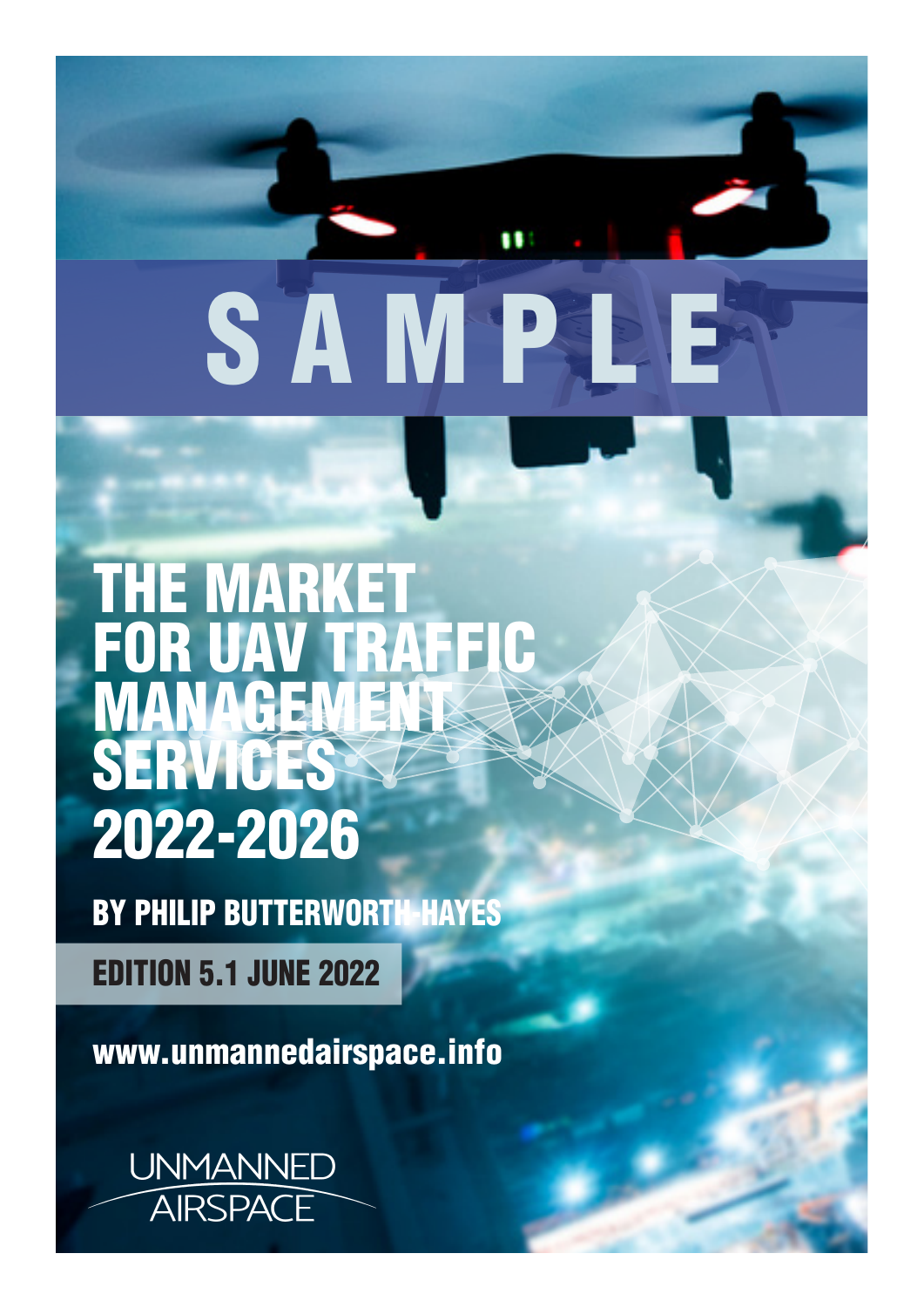SAMPLE

# THE MARKET FOR UAV TRAFFIC MANAGEMENT SERVICES 2022-2026

**BY PHILIP BUTTERWORTH-HAYES**

**EDITION 5.1 JUNE 2022**

**www.unmannedairspace.info**

UNMANNED AIRSPACE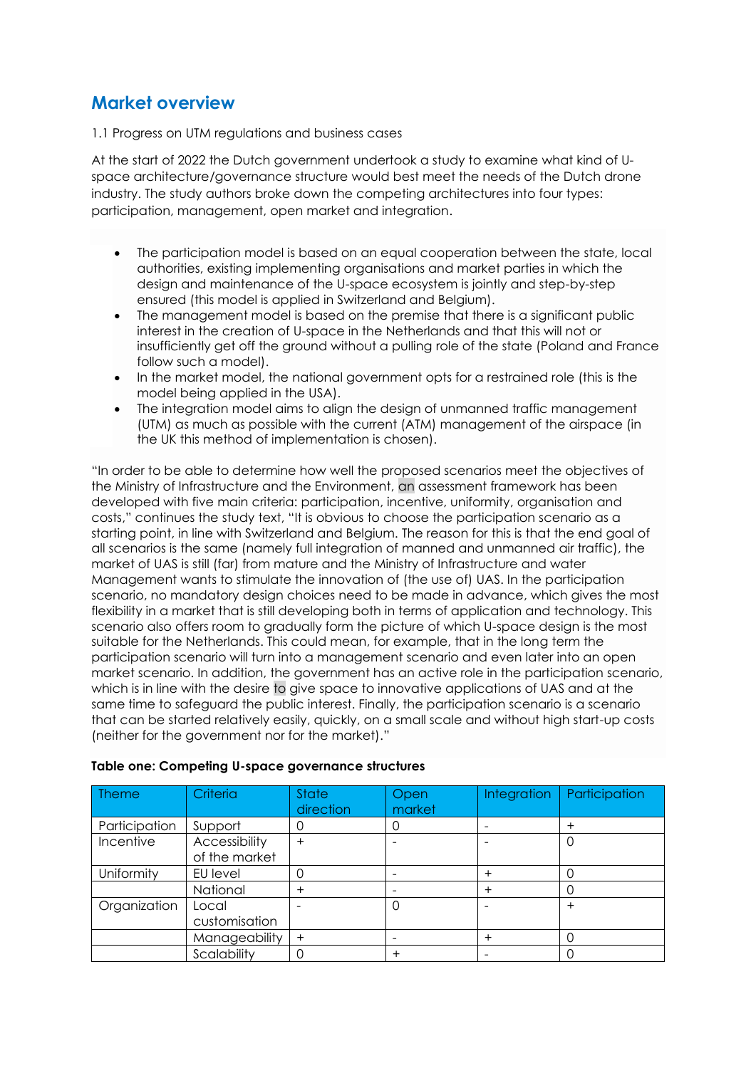## Market overview

1.1 Progress on UTM regulations and business cases

At the start of 2022 the Dutch government undertook a study to examine what kind of U-space architecture/governance structure would best meet the needs of the Dutch drone industry. The study authors broke down the competing architectures into four types: participation, management, open market and integration.

- The participation model is based on an equal cooperation between the state, local authorities, existing implementing organisations and market parties in which the design and maintenance of the U-space ecosystem is jointly and step-by-step ensured (this model is applied in Switzerland and Belgium).
- The management model is based on the premise that there is a significant public interest in the creation of U-space in the Netherlands and that this will not or insufficiently get off the ground without a pulling role of the state (Poland and France follow such a model).
- In the market model, the national government opts for a restrained role (this is the model being applied in the USA).
- The integration model aims to align the design of unmanned traffic management (UTM) as much as possible with the current (ATM) management of the airspace (in the UK this method of implementation is chosen).

"In order to be able to determine how well the proposed scenarios meet the objectives of the Ministry of Infrastructure and the Environment, an assessment framework has been developed with five main criteria: participation, incentive, uniformity, organisation and costs," continues the study text, "It is obvious to choose the participation scenario as a starting point, in line with Switzerland and Belgium. The reason for this is that the end goal of all scenarios is the same (namely full integration of manned and unmanned air traffic), the market of UAS is still (far) from mature and the Ministry of Infrastructure and water Management wants to stimulate the innovation of (the use of) UAS. In the participation scenario, no mandatory design choices need to be made in advance, which gives the most flexibility in a market that is still developing both in terms of application and technology. This scenario also offers room to gradually form the picture of which U-space design is the most suitable for the Netherlands. This could mean, for example, that in the long term the participation scenario will turn into a management scenario and even later into an open market scenario. In addition, the government has an active role in the participation scenario, which is in line with the desire to give space to innovative applications of UAS and at the same time to safeguard the public interest. Finally, the participation scenario is a scenario that can be started relatively easily, quickly, on a small scale and without high start-up costs (neither for the government nor for the market)."

**Table one: Competing U-space governance structures**

| Theme | Criteria | State direction | Open market | Integration | Participation |
|---|---|---|---|---|---|
| Participation | Support | 0 | 0 | - | + |
| Incentive | Accessibility of the market | + | - | - | 0 |
| Uniformity | EU level | 0 | - | + | 0 |
| | National | + | - | + | 0 |
| Organization | Local customisation | - | 0 | - | + |
| | Manageability | + | - | + | 0 |
| | Scalability | 0 | + | - | 0 |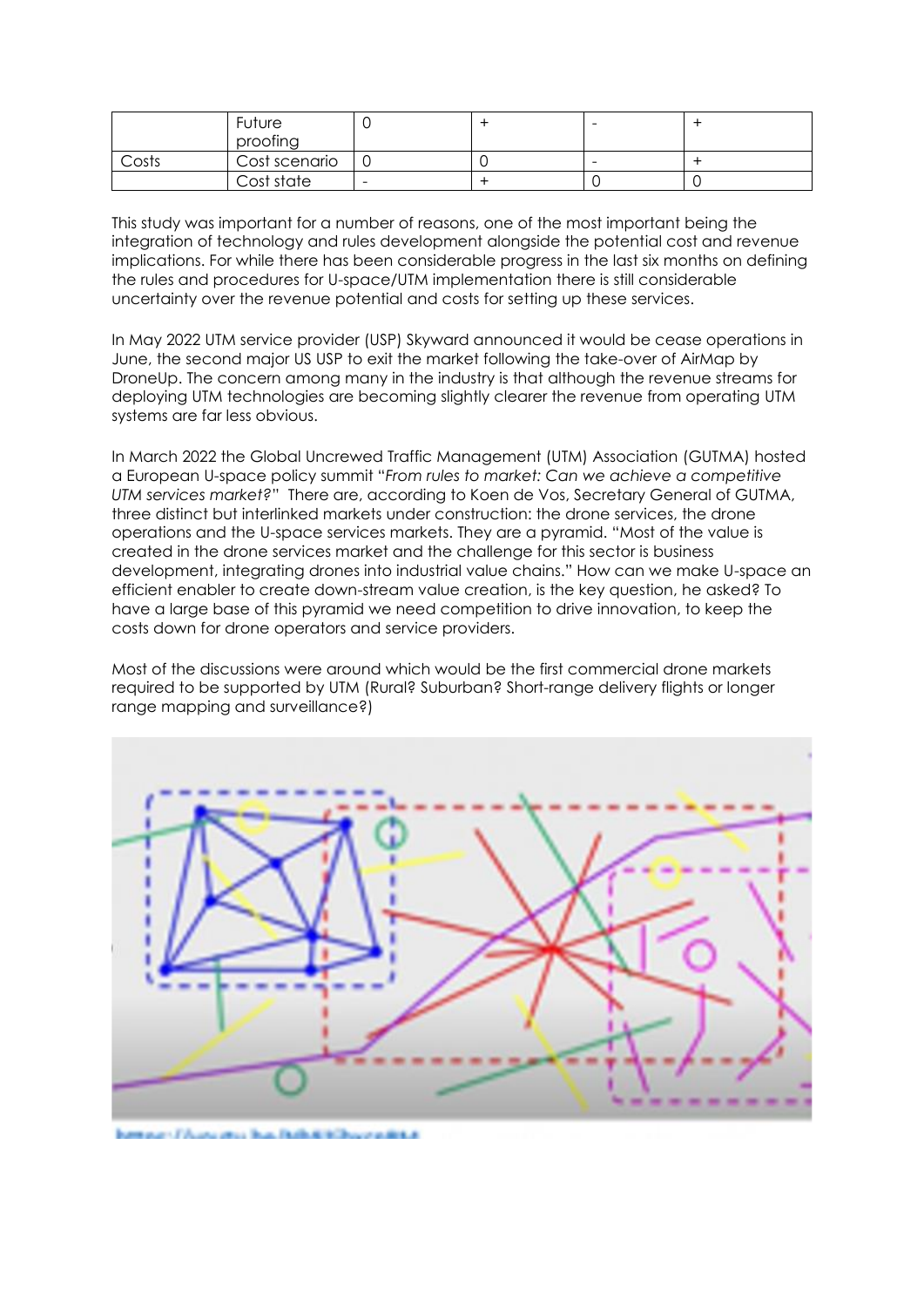| | Future proofing | 0 | + | - | + |
|---|---|---|---|---|---|
| Costs | Cost scenario | 0 | 0 | - | + |
| | Cost state | - | + | 0 | 0 |

This study was important for a number of reasons, one of the most important being the integration of technology and rules development alongside the potential cost and revenue implications. For while there has been considerable progress in the last six months on defining the rules and procedures for U-space/UTM implementation there is still considerable uncertainty over the revenue potential and costs for setting up these services.

In May 2022 UTM service provider (USP) Skyward announced it would be cease operations in June, the second major US USP to exit the market following the take-over of AirMap by DroneUp. The concern among many in the industry is that although the revenue streams for deploying UTM technologies are becoming slightly clearer the revenue from operating UTM systems are far less obvious.

In March 2022 the Global Uncrewed Traffic Management (UTM) Association (GUTMA) hosted a European U-space policy summit "*From rules to market: Can we achieve a competitive UTM services market?*" There are, according to Koen de Vos, Secretary General of GUTMA, three distinct but interlinked markets under construction: the drone services, the drone operations and the U-space services markets. They are a pyramid. "Most of the value is created in the drone services market and the challenge for this sector is business development, integrating drones into industrial value chains." How can we make U-space an efficient enabler to create down-stream value creation, is the key question, he asked? To have a large base of this pyramid we need competition to drive innovation, to keep the costs down for drone operators and service providers.

Most of the discussions were around which would be the first commercial drone markets required to be supported by UTM (Rural? Suburban? Short-range delivery flights or longer range mapping and surveillance?)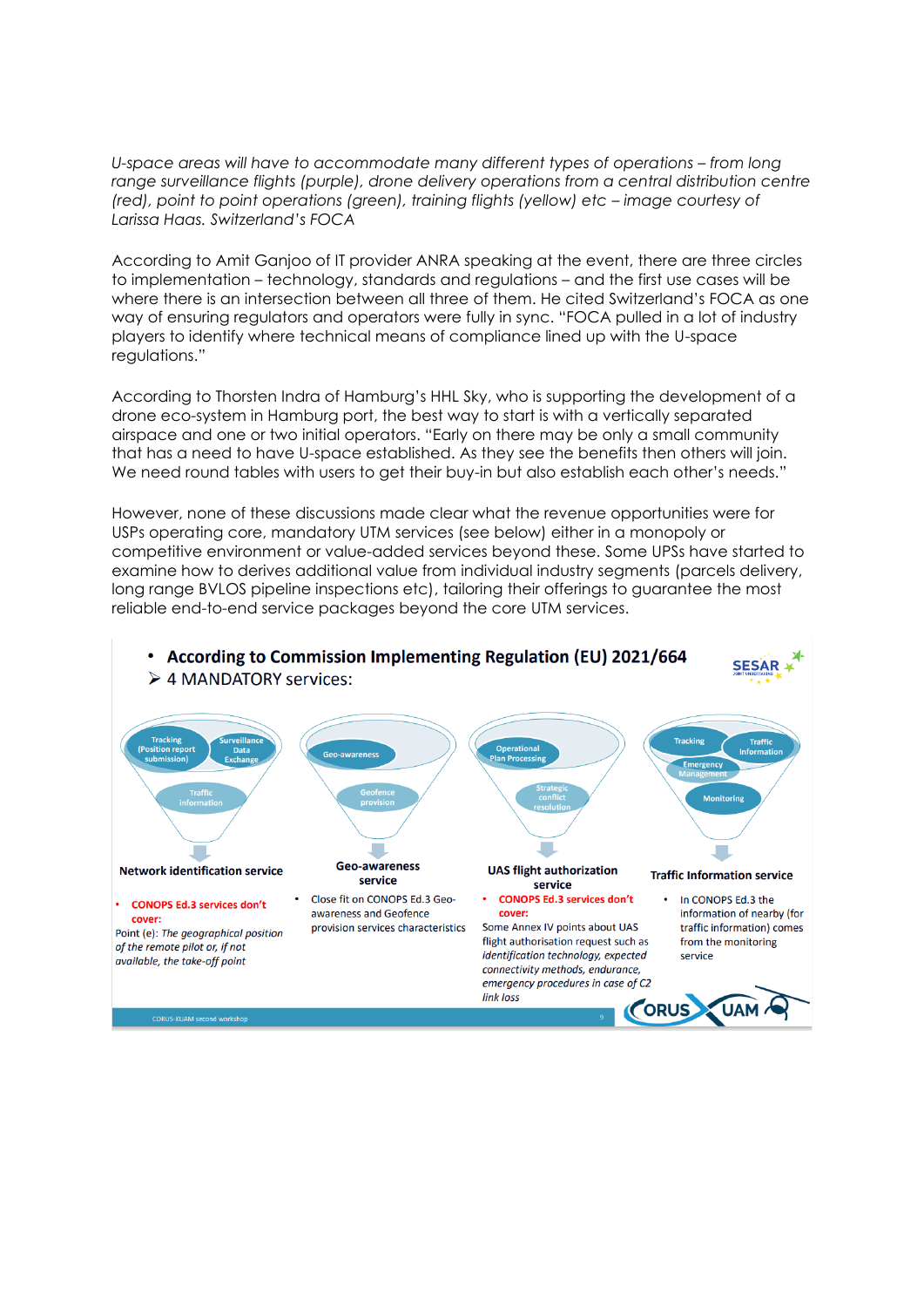*U-space areas will have to accommodate many different types of operations – from long range surveillance flights (purple), drone delivery operations from a central distribution centre (red), point to point operations (green), training flights (yellow) etc – image courtesy of Larissa Haas. Switzerland's FOCA*

According to Amit Ganjoo of IT provider ANRA speaking at the event, there are three circles to implementation – technology, standards and regulations – and the first use cases will be where there is an intersection between all three of them. He cited Switzerland's FOCA as one way of ensuring regulators and operators were fully in sync. "FOCA pulled in a lot of industry players to identify where technical means of compliance lined up with the U-space regulations."

According to Thorsten Indra of Hamburg's HHL Sky, who is supporting the development of a drone eco-system in Hamburg port, the best way to start is with a vertically separated airspace and one or two initial operators. "Early on there may be only a small community that has a need to have U-space established. As they see the benefits then others will join. We need round tables with users to get their buy-in but also establish each other's needs."

However, none of these discussions made clear what the revenue opportunities were for USPs operating core, mandatory UTM services (see below) either in a monopoly or competitive environment or value-added services beyond these. Some UPSs have started to examine how to derives additional value from individual industry segments (parcels delivery, long range BVLOS pipeline inspections etc), tailoring their offerings to guarantee the most reliable end-to-end service packages beyond the core UTM services.

- **According to Commission Implementing Regulation (EU) 2021/664**
  - 4 MANDATORY services:

**Network identification service** (Tracking (Position report submission), Surveillance Data Exchange, Traffic information)
- CONOPS Ed.3 services don't cover:

Point (e): *The geographical position of the remote pilot or, if not available, the take-off point*

**Geo-awareness service** (Geo-awareness, Geofence provision)
- Close fit on CONOPS Ed.3 Geo-awareness and Geofence provision services characteristics

**UAS flight authorization service** (Operational Plan Processing, Strategic conflict resolution)
- CONOPS Ed.3 services don't cover:

Some Annex IV points about UAS flight authorisation request such as *identification technology, expected connectivity methods, endurance, emergency procedures in case of C2 link loss*

**Traffic Information service** (Tracking, Traffic Information, Emergency Management, Monitoring)
- In CONOPS Ed.3 the information of nearby (for traffic information) comes from the monitoring service

CORUS-XUAM second workshop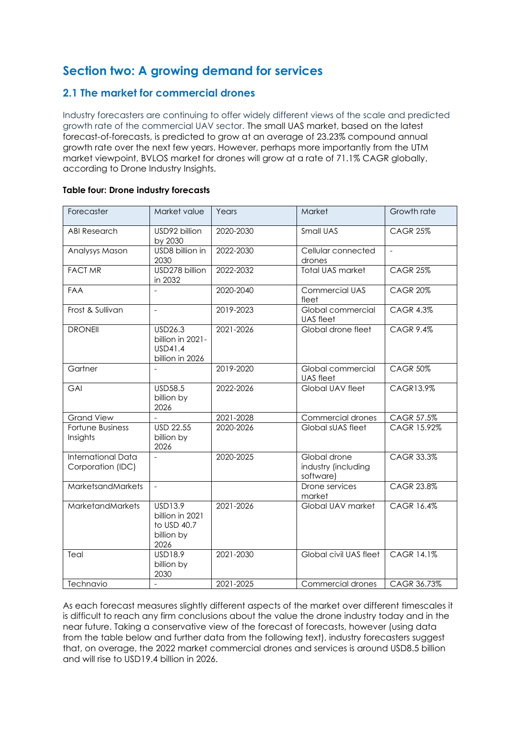# Section two: A growing demand for services

## 2.1 The market for commercial drones

Industry forecasters are continuing to offer widely different views of the scale and predicted growth rate of the commercial UAV sector. The small UAS market, based on the latest forecast-of-forecasts, is predicted to grow at an average of 23.23% compound annual growth rate over the next few years. However, perhaps more importantly from the UTM market viewpoint, BVLOS market for drones will grow at a rate of 71.1% CAGR globally, according to Drone Industry Insights.

**Table four: Drone industry forecasts**

| Forecaster | Market value | Years | Market | Growth rate |
|---|---|---|---|---|
| ABI Research | USD92 billion by 2030 | 2020-2030 | Small UAS | CAGR 25% |
| Analysys Mason | USD8 billion in 2030 | 2022-2030 | Cellular connected drones | - |
| FACT MR | USD278 billion in 2032 | 2022-2032 | Total UAS market | CAGR 25% |
| FAA | - | 2020-2040 | Commercial UAS fleet | CAGR 20% |
| Frost & Sullivan | - | 2019-2023 | Global commercial UAS fleet | CAGR 4.3% |
| DRONEII | USD26.3 billion in 2021-USD41.4 billion in 2026 | 2021-2026 | Global drone fleet | CAGR 9.4% |
| Gartner | - | 2019-2020 | Global commercial UAS fleet | CAGR 50% |
| GAI | USD58.5 billion by 2026 | 2022-2026 | Global UAV fleet | CAGR13.9% |
| Grand View | - | 2021-2028 | Commercial drones | CAGR 57.5% |
| Fortune Business Insights | USD 22.55 billion by 2026 | 2020-2026 | Global sUAS fleet | CAGR 15.92% |
| International Data Corporation (IDC) | - | 2020-2025 | Global drone industry (including software) | CAGR 33.3% |
| MarketsandMarkets | - | | Drone services market | CAGR 23.8% |
| MarketandMarkets | USD13.9 billion in 2021 to USD 40.7 billion by 2026 | 2021-2026 | Global UAV market | CAGR 16.4% |
| Teal | USD18.9 billion by 2030 | 2021-2030 | Global civil UAS fleet | CAGR 14.1% |
| Technavio | - | 2021-2025 | Commercial drones | CAGR 36.73% |

As each forecast measures slightly different aspects of the market over different timescales it is difficult to reach any firm conclusions about the value the drone industry today and in the near future. Taking a conservative view of the forecast of forecasts, however (using data from the table below and further data from the following text), industry forecasters suggest that, on overage, the 2022 market commercial drones and services is around USD8.5 billion and will rise to USD19.4 billion in 2026.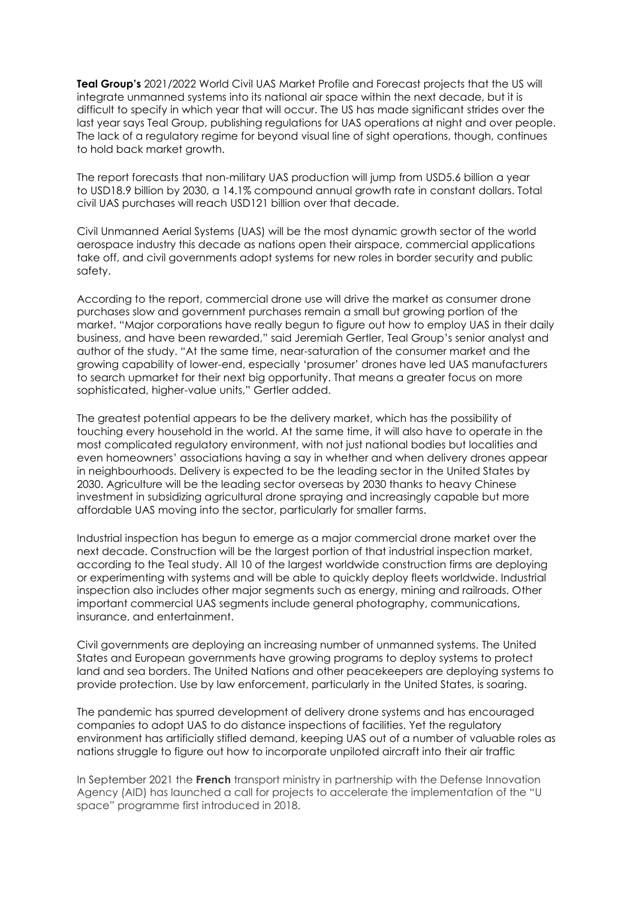**Teal Group's** 2021/2022 World Civil UAS Market Profile and Forecast projects that the US will integrate unmanned systems into its national air space within the next decade, but it is difficult to specify in which year that will occur. The US has made significant strides over the last year says Teal Group, publishing regulations for UAS operations at night and over people. The lack of a regulatory regime for beyond visual line of sight operations, though, continues to hold back market growth.

The report forecasts that non-military UAS production will jump from USD5.6 billion a year to USD18.9 billion by 2030, a 14.1% compound annual growth rate in constant dollars. Total civil UAS purchases will reach USD121 billion over that decade.

Civil Unmanned Aerial Systems (UAS) will be the most dynamic growth sector of the world aerospace industry this decade as nations open their airspace, commercial applications take off, and civil governments adopt systems for new roles in border security and public safety.

According to the report, commercial drone use will drive the market as consumer drone purchases slow and government purchases remain a small but growing portion of the market. "Major corporations have really begun to figure out how to employ UAS in their daily business, and have been rewarded," said Jeremiah Gertler, Teal Group's senior analyst and author of the study. "At the same time, near-saturation of the consumer market and the growing capability of lower-end, especially 'prosumer' drones have led UAS manufacturers to search upmarket for their next big opportunity. That means a greater focus on more sophisticated, higher-value units," Gertler added.

The greatest potential appears to be the delivery market, which has the possibility of touching every household in the world. At the same time, it will also have to operate in the most complicated regulatory environment, with not just national bodies but localities and even homeowners' associations having a say in whether and when delivery drones appear in neighbourhoods. Delivery is expected to be the leading sector in the United States by 2030. Agriculture will be the leading sector overseas by 2030 thanks to heavy Chinese investment in subsidizing agricultural drone spraying and increasingly capable but more affordable UAS moving into the sector, particularly for smaller farms.

Industrial inspection has begun to emerge as a major commercial drone market over the next decade. Construction will be the largest portion of that industrial inspection market, according to the Teal study. All 10 of the largest worldwide construction firms are deploying or experimenting with systems and will be able to quickly deploy fleets worldwide. Industrial inspection also includes other major segments such as energy, mining and railroads. Other important commercial UAS segments include general photography, communications, insurance, and entertainment.

Civil governments are deploying an increasing number of unmanned systems. The United States and European governments have growing programs to deploy systems to protect land and sea borders. The United Nations and other peacekeepers are deploying systems to provide protection. Use by law enforcement, particularly in the United States, is soaring.

The pandemic has spurred development of delivery drone systems and has encouraged companies to adopt UAS to do distance inspections of facilities. Yet the regulatory environment has artificially stifled demand, keeping UAS out of a number of valuable roles as nations struggle to figure out how to incorporate unpiloted aircraft into their air traffic

In September 2021 the **French** transport ministry in partnership with the Defense Innovation Agency (AID) has launched a call for projects to accelerate the implementation of the "U space" programme first introduced in 2018.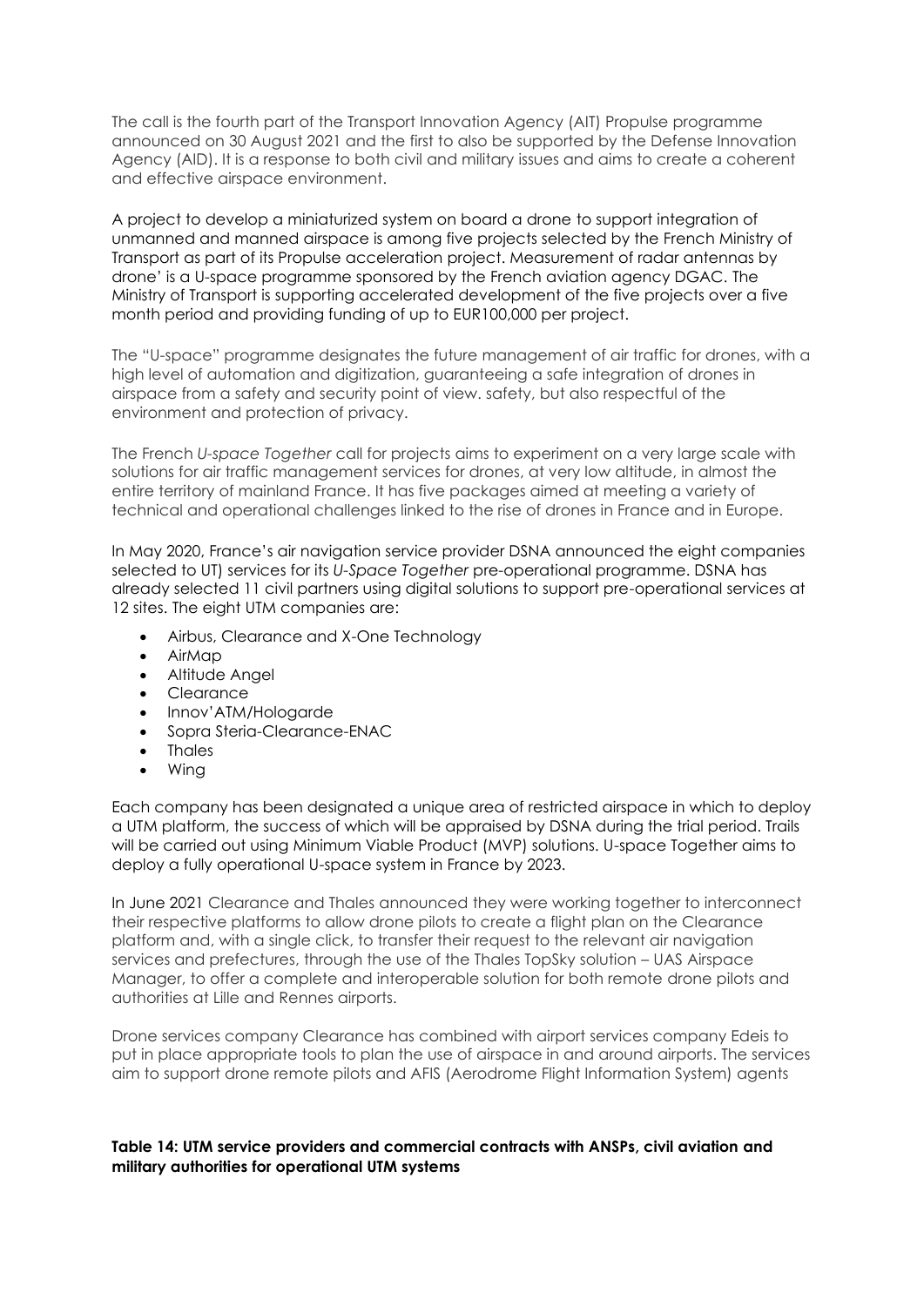The call is the fourth part of the Transport Innovation Agency (AIT) Propulse programme announced on 30 August 2021 and the first to also be supported by the Defense Innovation Agency (AID). It is a response to both civil and military issues and aims to create a coherent and effective airspace environment.

A project to develop a miniaturized system on board a drone to support integration of unmanned and manned airspace is among five projects selected by the French Ministry of Transport as part of its Propulse acceleration project. Measurement of radar antennas by drone' is a U-space programme sponsored by the French aviation agency DGAC. The Ministry of Transport is supporting accelerated development of the five projects over a five month period and providing funding of up to EUR100,000 per project.

The "U-space" programme designates the future management of air traffic for drones, with a high level of automation and digitization, guaranteeing a safe integration of drones in airspace from a safety and security point of view. safety, but also respectful of the environment and protection of privacy.

The French *U-space Together* call for projects aims to experiment on a very large scale with solutions for air traffic management services for drones, at very low altitude, in almost the entire territory of mainland France. It has five packages aimed at meeting a variety of technical and operational challenges linked to the rise of drones in France and in Europe.

In May 2020, France's air navigation service provider DSNA announced the eight companies selected to UT) services for its *U-Space Together* pre-operational programme. DSNA has already selected 11 civil partners using digital solutions to support pre-operational services at 12 sites. The eight UTM companies are:

- Airbus, Clearance and X-One Technology
- AirMap
- Altitude Angel
- Clearance
- Innov'ATM/Hologarde
- Sopra Steria-Clearance-ENAC
- Thales
- Wing

Each company has been designated a unique area of restricted airspace in which to deploy a UTM platform, the success of which will be appraised by DSNA during the trial period. Trails will be carried out using Minimum Viable Product (MVP) solutions. U-space Together aims to deploy a fully operational U-space system in France by 2023.

In June 2021 Clearance and Thales announced they were working together to interconnect their respective platforms to allow drone pilots to create a flight plan on the Clearance platform and, with a single click, to transfer their request to the relevant air navigation services and prefectures, through the use of the Thales TopSky solution – UAS Airspace Manager, to offer a complete and interoperable solution for both remote drone pilots and authorities at Lille and Rennes airports.

Drone services company Clearance has combined with airport services company Edeis to put in place appropriate tools to plan the use of airspace in and around airports. The services aim to support drone remote pilots and AFIS (Aerodrome Flight Information System) agents

**Table 14: UTM service providers and commercial contracts with ANSPs, civil aviation and military authorities for operational UTM systems**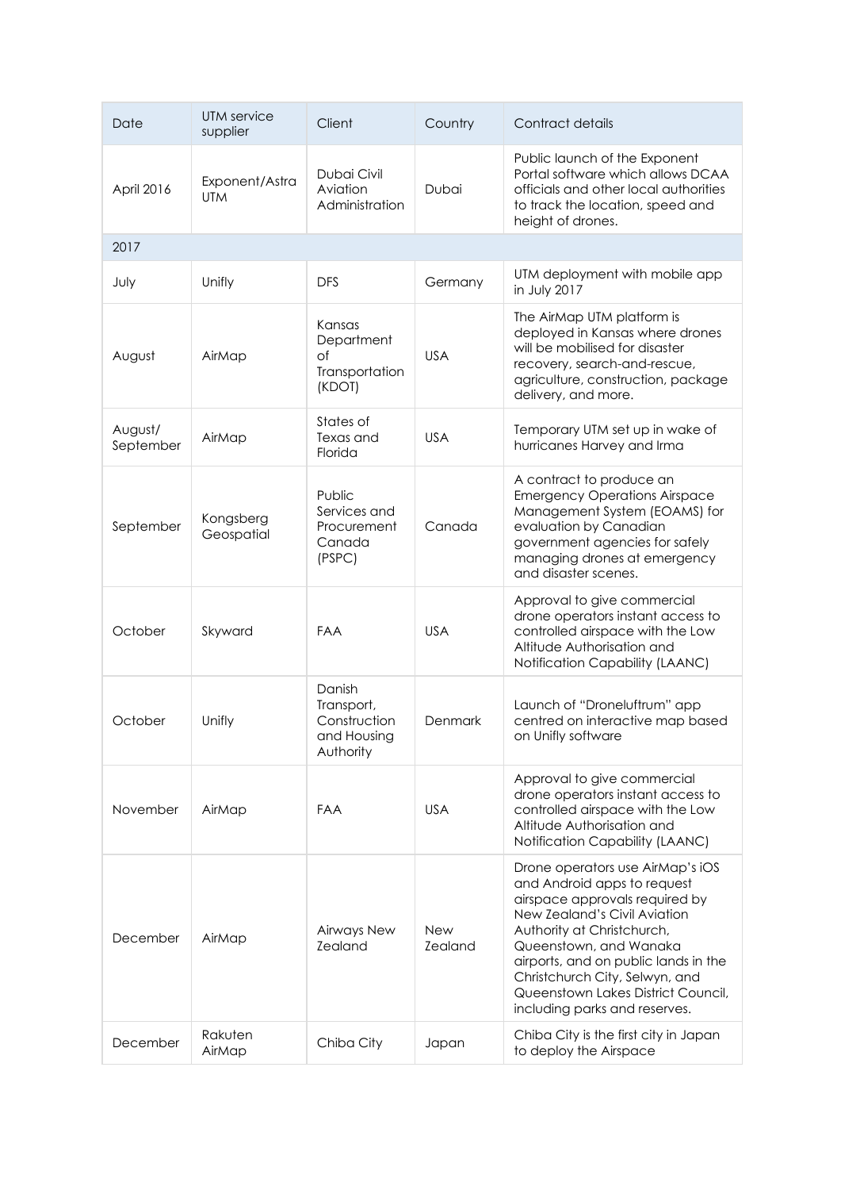| Date | UTM service supplier | Client | Country | Contract details |
|---|---|---|---|---|
| April 2016 | Exponent/Astra UTM | Dubai Civil Aviation Administration | Dubai | Public launch of the Exponent Portal software which allows DCAA officials and other local authorities to track the location, speed and height of drones. |
| 2017 | | | | |
| July | Unifly | DFS | Germany | UTM deployment with mobile app in July 2017 |
| August | AirMap | Kansas Department of Transportation (KDOT) | USA | The AirMap UTM platform is deployed in Kansas where drones will be mobilised for disaster recovery, search-and-rescue, agriculture, construction, package delivery, and more. |
| August/ September | AirMap | States of Texas and Florida | USA | Temporary UTM set up in wake of hurricanes Harvey and Irma |
| September | Kongsberg Geospatial | Public Services and Procurement Canada (PSPC) | Canada | A contract to produce an Emergency Operations Airspace Management System (EOAMS) for evaluation by Canadian government agencies for safely managing drones at emergency and disaster scenes. |
| October | Skyward | FAA | USA | Approval to give commercial drone operators instant access to controlled airspace with the Low Altitude Authorisation and Notification Capability (LAANC) |
| October | Unifly | Danish Transport, Construction and Housing Authority | Denmark | Launch of "Droneluftrum" app centred on interactive map based on Unifly software |
| November | AirMap | FAA | USA | Approval to give commercial drone operators instant access to controlled airspace with the Low Altitude Authorisation and Notification Capability (LAANC) |
| December | AirMap | Airways New Zealand | New Zealand | Drone operators use AirMap's iOS and Android apps to request airspace approvals required by New Zealand's Civil Aviation Authority at Christchurch, Queenstown, and Wanaka airports, and on public lands in the Christchurch City, Selwyn, and Queenstown Lakes District Council, including parks and reserves. |
| December | Rakuten AirMap | Chiba City | Japan | Chiba City is the first city in Japan to deploy the Airspace |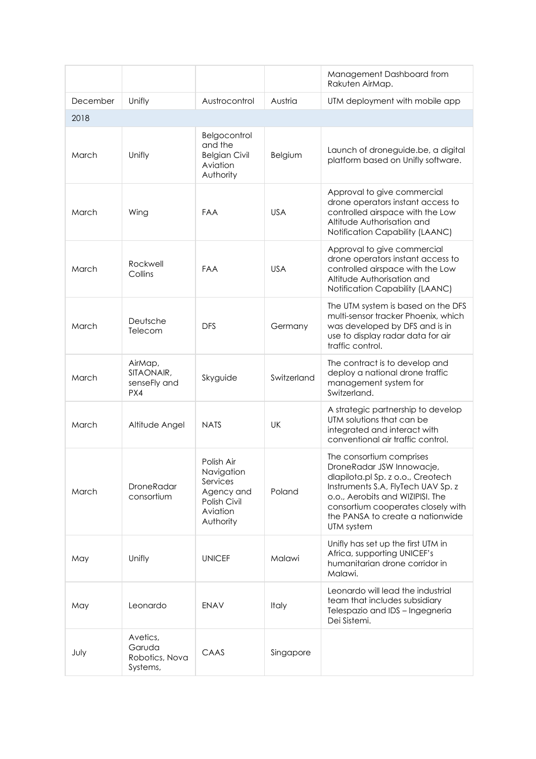| | | | | Management Dashboard from Rakuten AirMap. |
|---|---|---|---|---|
| December | Unifly | Austrocontrol | Austria | UTM deployment with mobile app |
| 2018 | | | | |
| March | Unifly | Belgocontrol and the Belgian Civil Aviation Authority | Belgium | Launch of droneguide.be, a digital platform based on Unifly software. |
| March | Wing | FAA | USA | Approval to give commercial drone operators instant access to controlled airspace with the Low Altitude Authorisation and Notification Capability (LAANC) |
| March | Rockwell Collins | FAA | USA | Approval to give commercial drone operators instant access to controlled airspace with the Low Altitude Authorisation and Notification Capability (LAANC) |
| March | Deutsche Telecom | DFS | Germany | The UTM system is based on the DFS multi-sensor tracker Phoenix, which was developed by DFS and is in use to display radar data for air traffic control. |
| March | AirMap, SITAONAIR, senseFly and PX4 | Skyguide | Switzerland | The contract is to develop and deploy a national drone traffic management system for Switzerland. |
| March | Altitude Angel | NATS | UK | A strategic partnership to develop UTM solutions that can be integrated and interact with conventional air traffic control. |
| March | DroneRadar consortium | Polish Air Navigation Services Agency and Polish Civil Aviation Authority | Poland | The consortium comprises DroneRadar JSW Innowacje, dlapilota.pl Sp. z o.o., Creotech Instruments S.A, FlyTech UAV Sp. z o.o., Aerobits and WIZIPISI. The consortium cooperates closely with the PANSA to create a nationwide UTM system |
| May | Unifly | UNICEF | Malawi | Unifly has set up the first UTM in Africa, supporting UNICEF's humanitarian drone corridor in Malawi. |
| May | Leonardo | ENAV | Italy | Leonardo will lead the industrial team that includes subsidiary Telespazio and IDS – Ingegneria Dei Sistemi. |
| July | Avetics, Garuda Robotics, Nova Systems, | CAAS | Singapore | |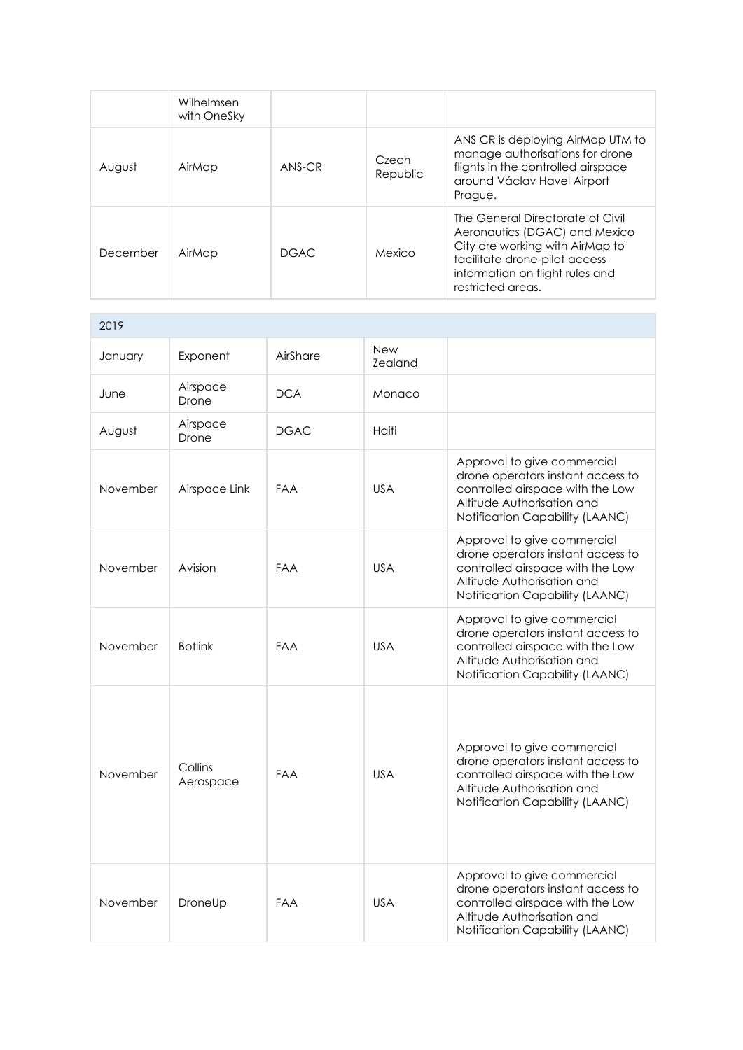| | | | | |
|---|---|---|---|---|
| | Wilhelmsen with OneSky | | | |
| August | AirMap | ANS-CR | Czech Republic | ANS CR is deploying AirMap UTM to manage authorisations for drone flights in the controlled airspace around Václav Havel Airport Prague. |
| December | AirMap | DGAC | Mexico | The General Directorate of Civil Aeronautics (DGAC) and Mexico City are working with AirMap to facilitate drone-pilot access information on flight rules and restricted areas. |

| 2019 | | | | |
|---|---|---|---|---|
| January | Exponent | AirShare | New Zealand | |
| June | Airspace Drone | DCA | Monaco | |
| August | Airspace Drone | DGAC | Haiti | |
| November | Airspace Link | FAA | USA | Approval to give commercial drone operators instant access to controlled airspace with the Low Altitude Authorisation and Notification Capability (LAANC) |
| November | Avision | FAA | USA | Approval to give commercial drone operators instant access to controlled airspace with the Low Altitude Authorisation and Notification Capability (LAANC) |
| November | Botlink | FAA | USA | Approval to give commercial drone operators instant access to controlled airspace with the Low Altitude Authorisation and Notification Capability (LAANC) |
| November | Collins Aerospace | FAA | USA | Approval to give commercial drone operators instant access to controlled airspace with the Low Altitude Authorisation and Notification Capability (LAANC) |
| November | DroneUp | FAA | USA | Approval to give commercial drone operators instant access to controlled airspace with the Low Altitude Authorisation and Notification Capability (LAANC) |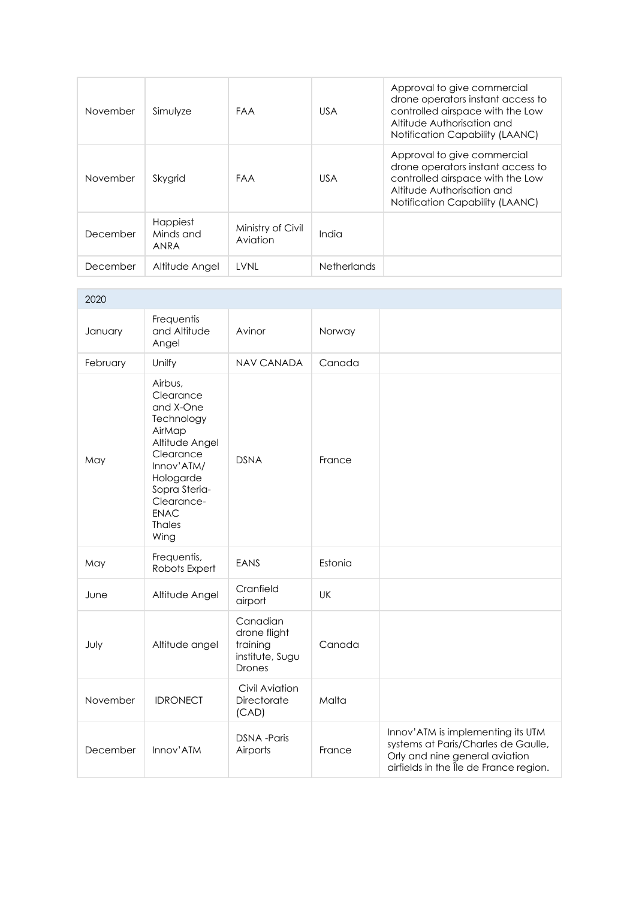| | | | | |
|---|---|---|---|---|
| November | Simulyze | FAA | USA | Approval to give commercial drone operators instant access to controlled airspace with the Low Altitude Authorisation and Notification Capability (LAANC) |
| November | Skygrid | FAA | USA | Approval to give commercial drone operators instant access to controlled airspace with the Low Altitude Authorisation and Notification Capability (LAANC) |
| December | Happiest Minds and ANRA | Ministry of Civil Aviation | India | |
| December | Altitude Angel | LVNL | Netherlands | |

| 2020 | | | | |
|---|---|---|---|---|
| January | Frequentis and Altitude Angel | Avinor | Norway | |
| February | Unilfy | NAV CANADA | Canada | |
| May | Airbus, Clearance and X-One Technology AirMap Altitude Angel Clearance Innov'ATM/ Hologarde Sopra Steria-Clearance-ENAC Thales Wing | DSNA | France | |
| May | Frequentis, Robots Expert | EANS | Estonia | |
| June | Altitude Angel | Cranfield airport | UK | |
| July | Altitude angel | Canadian drone flight training institute, Sugu Drones | Canada | |
| November | IDRONECT | Civil Aviation Directorate (CAD) | Malta | |
| December | Innov'ATM | DSNA -Paris Airports | France | Innov'ATM is implementing its UTM systems at Paris/Charles de Gaulle, Orly and nine general aviation airfields in the Île de France region. |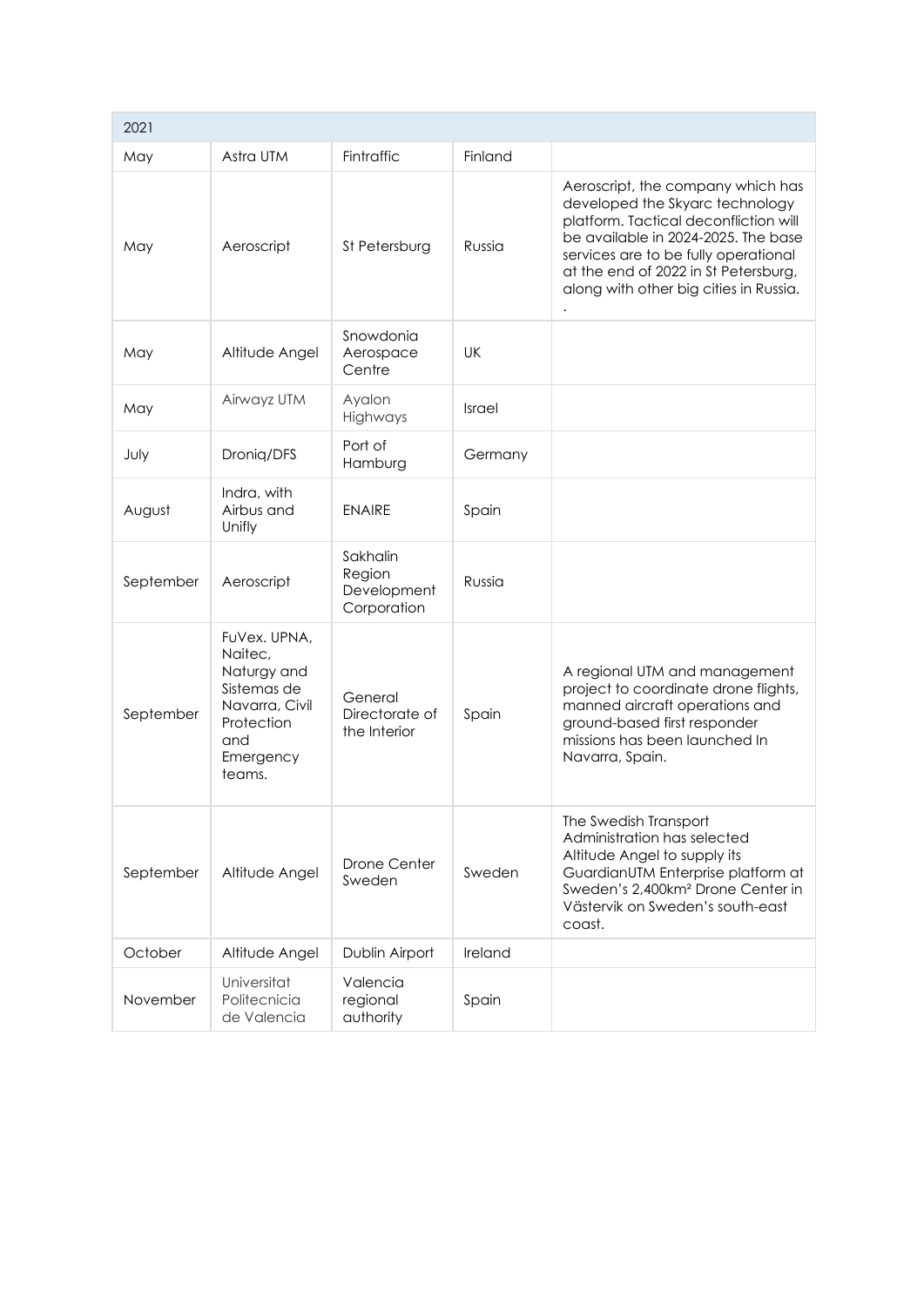| 2021 | | | | |
|---|---|---|---|---|
| May | Astra UTM | Fintraffic | Finland | |
| May | Aeroscript | St Petersburg | Russia | Aeroscript, the company which has developed the Skyarc technology platform. Tactical deconfliction will be available in 2024-2025. The base services are to be fully operational at the end of 2022 in St Petersburg, along with other big cities in Russia. . |
| May | Altitude Angel | Snowdonia Aerospace Centre | UK | |
| May | Airwayz UTM | Ayalon Highways | Israel | |
| July | Droniq/DFS | Port of Hamburg | Germany | |
| August | Indra, with Airbus and Unifly | ENAIRE | Spain | |
| September | Aeroscript | Sakhalin Region Development Corporation | Russia | |
| September | FuVex. UPNA, Naitec, Naturgy and Sistemas de Navarra, Civil Protection and Emergency teams. | General Directorate of the Interior | Spain | A regional UTM and management project to coordinate drone flights, manned aircraft operations and ground-based first responder missions has been launched In Navarra, Spain. |
| September | Altitude Angel | Drone Center Sweden | Sweden | The Swedish Transport Administration has selected Altitude Angel to supply its GuardianUTM Enterprise platform at Sweden's 2,400km² Drone Center in Västervik on Sweden's south-east coast. |
| October | Altitude Angel | Dublin Airport | Ireland | |
| November | Universitat Politecnicia de Valencia | Valencia regional authority | Spain | |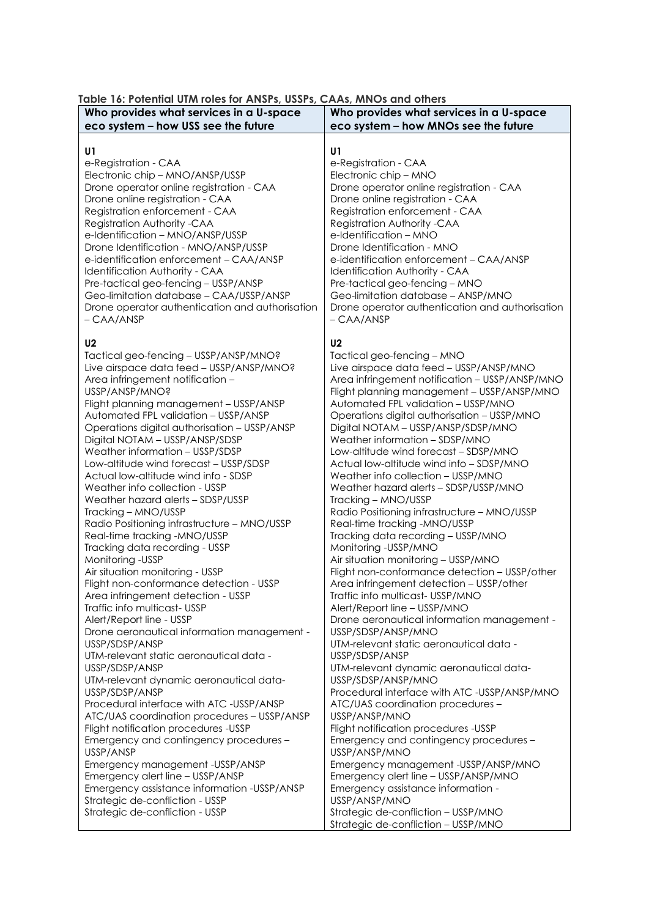**Table 16: Potential UTM roles for ANSPs, USSPs, CAAs, MNOs and others**

| Who provides what services in a U-space eco system – how USS see the future | Who provides what services in a U-space eco system – how MNOs see the future |
|---|---|
| **U1** | **U1** |
| e-Registration - CAA | e-Registration - CAA |
| Electronic chip – MNO/ANSP/USSP | Electronic chip – MNO |
| Drone operator online registration - CAA | Drone operator online registration - CAA |
| Drone online registration - CAA | Drone online registration - CAA |
| Registration enforcement - CAA | Registration enforcement - CAA |
| Registration Authority -CAA | Registration Authority -CAA |
| e-Identification – MNO/ANSP/USSP | e-Identification – MNO |
| Drone Identification - MNO/ANSP/USSP | Drone Identification - MNO |
| e-identification enforcement – CAA/ANSP | e-identification enforcement – CAA/ANSP |
| Identification Authority - CAA | Identification Authority - CAA |
| Pre-tactical geo-fencing – USSP/ANSP | Pre-tactical geo-fencing – MNO |
| Geo-limitation database – CAA/USSP/ANSP | Geo-limitation database – ANSP/MNO |
| Drone operator authentication and authorisation – CAA/ANSP | Drone operator authentication and authorisation – CAA/ANSP |
| **U2** | **U2** |
| Tactical geo-fencing – USSP/ANSP/MNO? | Tactical geo-fencing – MNO |
| Live airspace data feed – USSP/ANSP/MNO? | Live airspace data feed – USSP/ANSP/MNO |
| Area infringement notification – USSP/ANSP/MNO? | Area infringement notification – USSP/ANSP/MNO |
| Flight planning management – USSP/ANSP | Flight planning management – USSP/ANSP/MNO |
| Automated FPL validation – USSP/ANSP | Automated FPL validation – USSP/MNO |
| Operations digital authorisation – USSP/ANSP | Operations digital authorisation – USSP/MNO |
| Digital NOTAM – USSP/ANSP/SDSP | Digital NOTAM – USSP/ANSP/SDSP/MNO |
| Weather information – USSP/SDSP | Weather information – SDSP/MNO |
| Low-altitude wind forecast – USSP/SDSP | Low-altitude wind forecast – SDSP/MNO |
| Actual low-altitude wind info - SDSP | Actual low-altitude wind info – SDSP/MNO |
| Weather info collection - USSP | Weather info collection – USSP/MNO |
| Weather hazard alerts – SDSP/USSP | Weather hazard alerts – SDSP/USSP/MNO |
| Tracking – MNO/USSP | Tracking – MNO/USSP |
| Radio Positioning infrastructure – MNO/USSP | Radio Positioning infrastructure – MNO/USSP |
| Real-time tracking -MNO/USSP | Real-time tracking -MNO/USSP |
| Tracking data recording - USSP | Tracking data recording – USSP/MNO |
| Monitoring -USSP | Monitoring -USSP/MNO |
| Air situation monitoring - USSP | Air situation monitoring – USSP/MNO |
| Flight non-conformance detection - USSP | Flight non-conformance detection – USSP/other |
| Area infringement detection - USSP | Area infringement detection – USSP/other |
| Traffic info multicast- USSP | Traffic info multicast- USSP/MNO |
| Alert/Report line - USSP | Alert/Report line – USSP/MNO |
| Drone aeronautical information management - USSP/SDSP/ANSP | Drone aeronautical information management - USSP/SDSP/ANSP/MNO |
| UTM-relevant static aeronautical data - USSP/SDSP/ANSP | UTM-relevant static aeronautical data - USSP/SDSP/ANSP |
| UTM-relevant dynamic aeronautical data- USSP/SDSP/ANSP | UTM-relevant dynamic aeronautical data- USSP/SDSP/ANSP/MNO |
| Procedural interface with ATC -USSP/ANSP | Procedural interface with ATC -USSP/ANSP/MNO |
| ATC/UAS coordination procedures – USSP/ANSP | ATC/UAS coordination procedures – USSP/ANSP/MNO |
| Flight notification procedures -USSP | Flight notification procedures -USSP |
| Emergency and contingency procedures – USSP/ANSP | Emergency and contingency procedures – USSP/ANSP/MNO |
| Emergency management -USSP/ANSP | Emergency management -USSP/ANSP/MNO |
| Emergency alert line – USSP/ANSP | Emergency alert line – USSP/ANSP/MNO |
| Emergency assistance information -USSP/ANSP | Emergency assistance information - USSP/ANSP/MNO |
| Strategic de-confliction - USSP | Strategic de-confliction – USSP/MNO |
| Strategic de-confliction - USSP | Strategic de-confliction – USSP/MNO |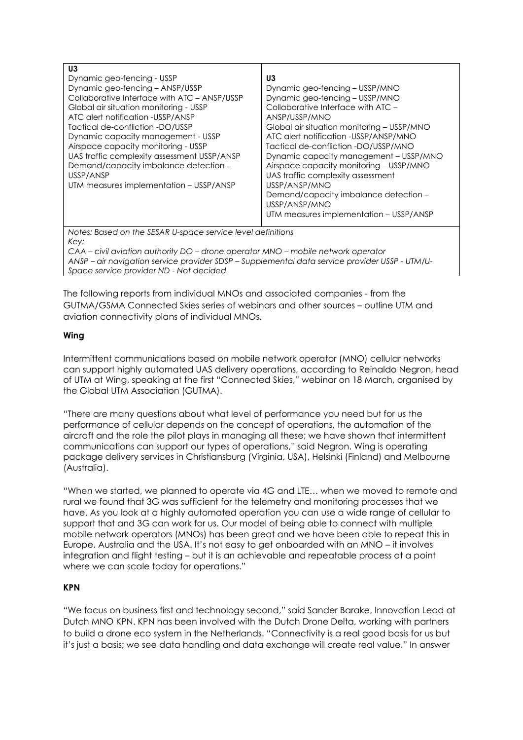| U3 | U3 |
|---|---|
| Dynamic geo-fencing - USSP<br>Dynamic geo-fencing – ANSP/USSP<br>Collaborative Interface with ATC – ANSP/USSP<br>Global air situation monitoring - USSP<br>ATC alert notification -USSP/ANSP<br>Tactical de-confliction -DO/USSP<br>Dynamic capacity management - USSP<br>Airspace capacity monitoring - USSP<br>UAS traffic complexity assessment USSP/ANSP<br>Demand/capacity imbalance detection – USSP/ANSP<br>UTM measures implementation – USSP/ANSP | Dynamic geo-fencing – USSP/MNO<br>Dynamic geo-fencing – USSP/MNO<br>Collaborative Interface with ATC – ANSP/USSP/MNO<br>Global air situation monitoring – USSP/MNO<br>ATC alert notification -USSP/ANSP/MNO<br>Tactical de-confliction -DO/USSP/MNO<br>Dynamic capacity management – USSP/MNO<br>Airspace capacity monitoring – USSP/MNO<br>UAS traffic complexity assessment USSP/ANSP/MNO<br>Demand/capacity imbalance detection – USSP/ANSP/MNO<br>UTM measures implementation – USSP/ANSP |

*Notes: Based on the SESAR U-space service level definitions*
*Key:*
*CAA – civil aviation authority DO – drone operator MNO – mobile network operator*
*ANSP – air navigation service provider SDSP – Supplemental data service provider USSP - UTM/U-Space service provider ND - Not decided*

The following reports from individual MNOs and associated companies - from the GUTMA/GSMA Connected Skies series of webinars and other sources – outline UTM and aviation connectivity plans of individual MNOs.

**Wing**

Intermittent communications based on mobile network operator (MNO) cellular networks can support highly automated UAS delivery operations, according to Reinaldo Negron, head of UTM at Wing, speaking at the first "Connected Skies," webinar on 18 March, organised by the Global UTM Association (GUTMA).

"There are many questions about what level of performance you need but for us the performance of cellular depends on the concept of operations, the automation of the aircraft and the role the pilot plays in managing all these; we have shown that intermittent communications can support our types of operations," said Negron. Wing is operating package delivery services in Christiansburg (Virginia, USA), Helsinki (Finland) and Melbourne (Australia).

"When we started, we planned to operate via 4G and LTE… when we moved to remote and rural we found that 3G was sufficient for the telemetry and monitoring processes that we have. As you look at a highly automated operation you can use a wide range of cellular to support that and 3G can work for us. Our model of being able to connect with multiple mobile network operators (MNOs) has been great and we have been able to repeat this in Europe, Australia and the USA. It's not easy to get onboarded with an MNO – it involves integration and flight testing – but it is an achievable and repeatable process at a point where we can scale today for operations."

**KPN**

"We focus on business first and technology second," said Sander Barake, Innovation Lead at Dutch MNO KPN. KPN has been involved with the Dutch Drone Delta, working with partners to build a drone eco system in the Netherlands. "Connectivity is a real good basis for us but it's just a basis; we see data handling and data exchange will create real value." In answer